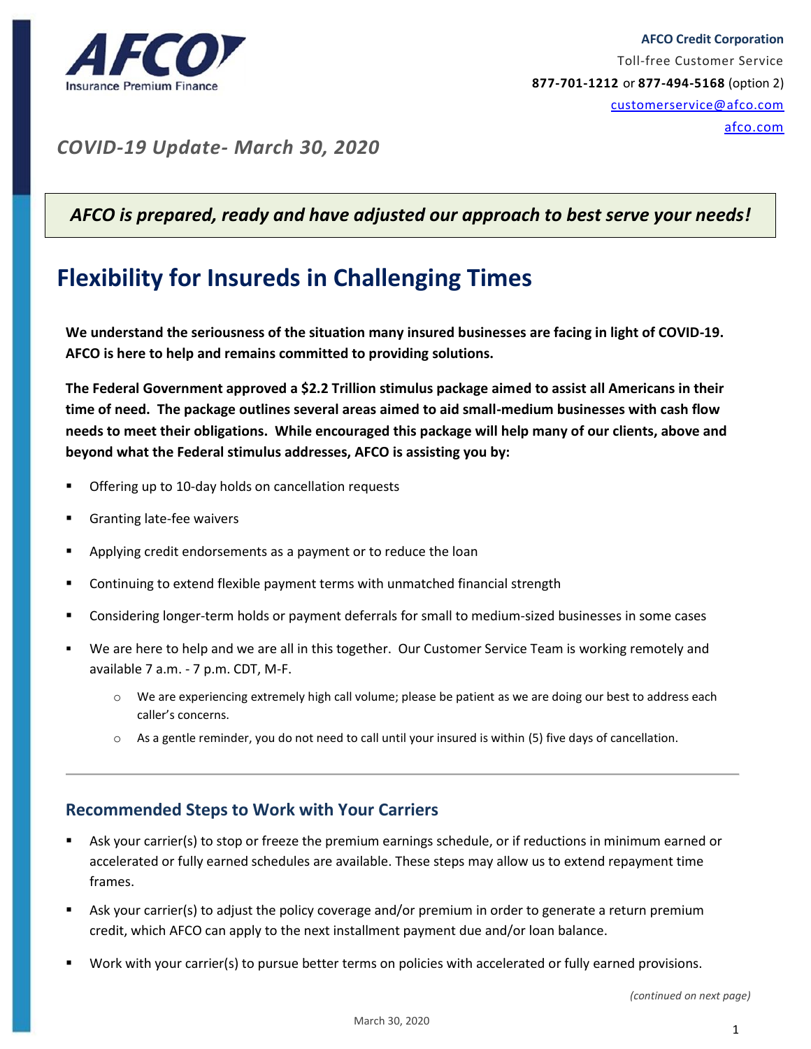**AFCO** Insurance Premium Finance

**AFCO Credit Corporation**
Toll-free Customer Service
**877-701-1212** or **877-494-5168** (option 2)
customerservice@afco.com
afco.com

*COVID-19 Update- March 30, 2020*

***AFCO is prepared, ready and have adjusted our approach to best serve your needs!***

# Flexibility for Insureds in Challenging Times

**We understand the seriousness of the situation many insured businesses are facing in light of COVID-19. AFCO is here to help and remains committed to providing solutions.**

**The Federal Government approved a $2.2 Trillion stimulus package aimed to assist all Americans in their time of need. The package outlines several areas aimed to aid small-medium businesses with cash flow needs to meet their obligations. While encouraged this package will help many of our clients, above and beyond what the Federal stimulus addresses, AFCO is assisting you by:**

- Offering up to 10-day holds on cancellation requests
- Granting late-fee waivers
- Applying credit endorsements as a payment or to reduce the loan
- Continuing to extend flexible payment terms with unmatched financial strength
- Considering longer-term holds or payment deferrals for small to medium-sized businesses in some cases
- We are here to help and we are all in this together. Our Customer Service Team is working remotely and available 7 a.m. - 7 p.m. CDT, M-F.
  - We are experiencing extremely high call volume; please be patient as we are doing our best to address each caller's concerns.
  - As a gentle reminder, you do not need to call until your insured is within (5) five days of cancellation.

---

## Recommended Steps to Work with Your Carriers

- Ask your carrier(s) to stop or freeze the premium earnings schedule, or if reductions in minimum earned or accelerated or fully earned schedules are available. These steps may allow us to extend repayment time frames.
- Ask your carrier(s) to adjust the policy coverage and/or premium in order to generate a return premium credit, which AFCO can apply to the next installment payment due and/or loan balance.
- Work with your carrier(s) to pursue better terms on policies with accelerated or fully earned provisions.

*(continued on next page)*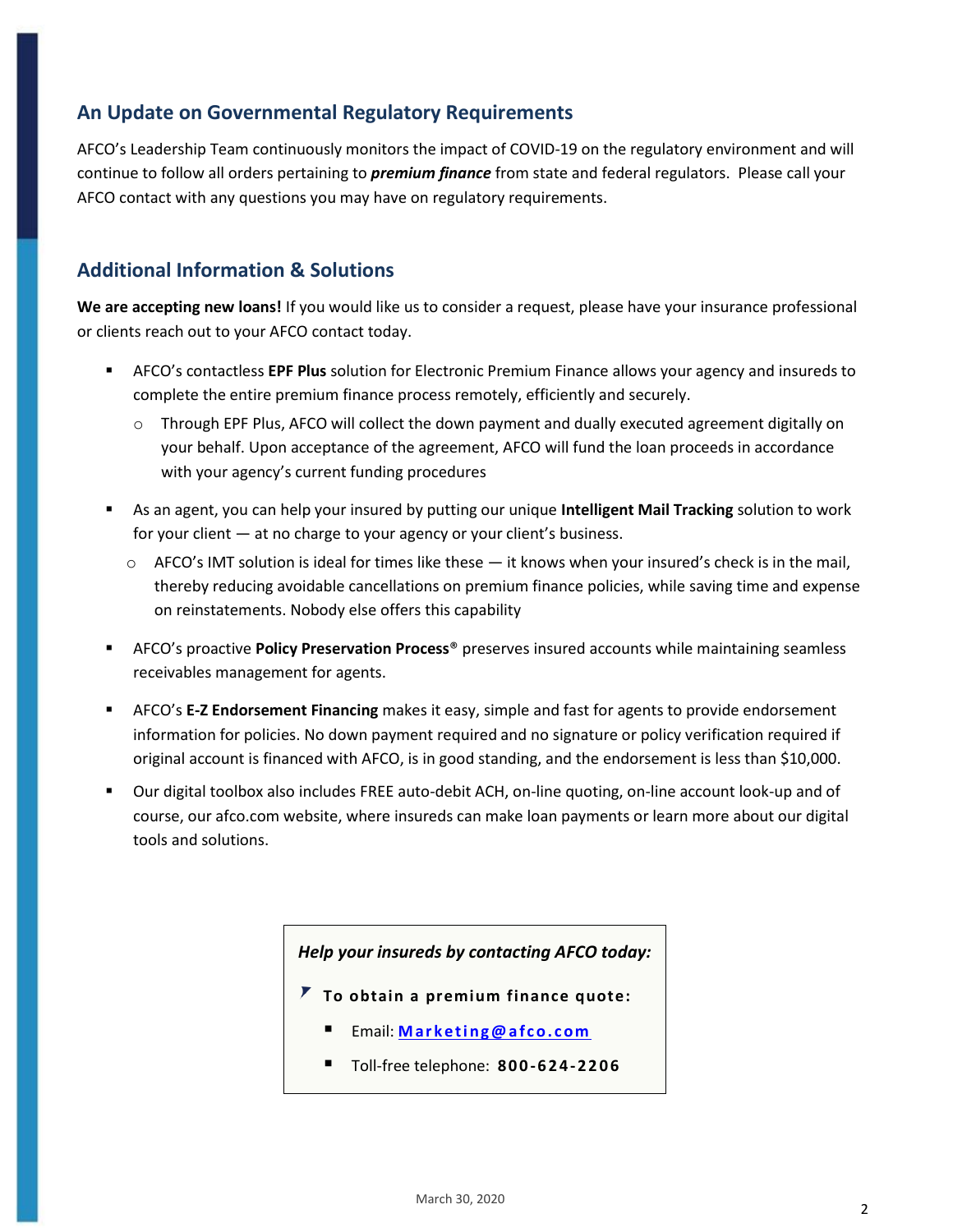## An Update on Governmental Regulatory Requirements

AFCO's Leadership Team continuously monitors the impact of COVID-19 on the regulatory environment and will continue to follow all orders pertaining to ***premium finance*** from state and federal regulators. Please call your AFCO contact with any questions you may have on regulatory requirements.

## Additional Information & Solutions

**We are accepting new loans!** If you would like us to consider a request, please have your insurance professional or clients reach out to your AFCO contact today.

- AFCO's contactless **EPF Plus** solution for Electronic Premium Finance allows your agency and insureds to complete the entire premium finance process remotely, efficiently and securely.
  - Through EPF Plus, AFCO will collect the down payment and dually executed agreement digitally on your behalf. Upon acceptance of the agreement, AFCO will fund the loan proceeds in accordance with your agency's current funding procedures
- As an agent, you can help your insured by putting our unique **Intelligent Mail Tracking** solution to work for your client — at no charge to your agency or your client's business.
  - AFCO's IMT solution is ideal for times like these — it knows when your insured's check is in the mail, thereby reducing avoidable cancellations on premium finance policies, while saving time and expense on reinstatements. Nobody else offers this capability
- AFCO's proactive **Policy Preservation Process**® preserves insured accounts while maintaining seamless receivables management for agents.
- AFCO's **E-Z Endorsement Financing** makes it easy, simple and fast for agents to provide endorsement information for policies. No down payment required and no signature or policy verification required if original account is financed with AFCO, is in good standing, and the endorsement is less than $10,000.
- Our digital toolbox also includes FREE auto-debit ACH, on-line quoting, on-line account look-up and of course, our afco.com website, where insureds can make loan payments or learn more about our digital tools and solutions.

*Help your insureds by contacting AFCO today:*

- **To obtain a premium finance quote:**
  - Email: **Marketing@afco.com**
  - Toll-free telephone: **800-624-2206**

March 30, 2020